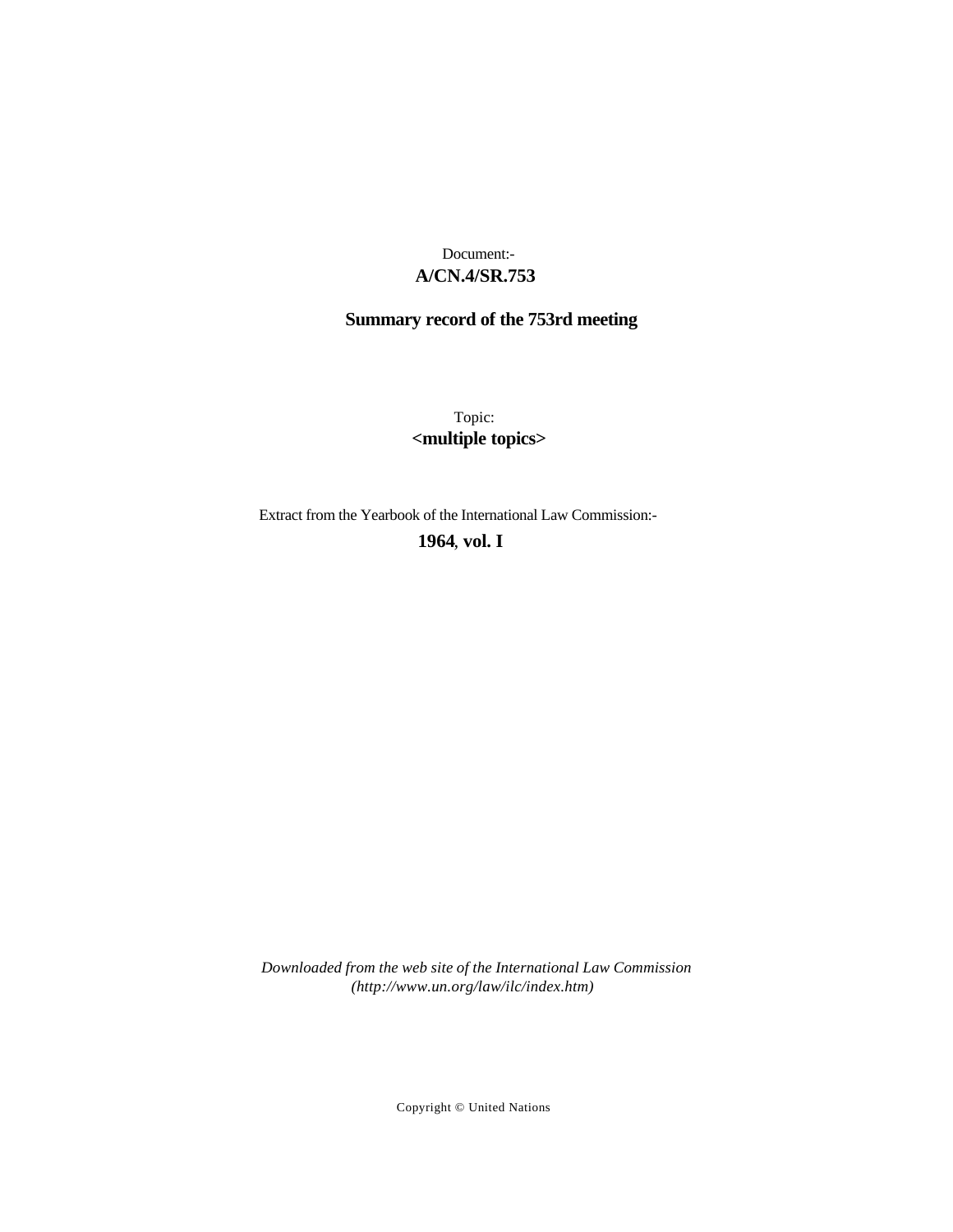Document:-

**A/CN.4/SR.753**

**Summary record of the 753rd meeting**

Topic:

**<multiple topics>**

Extract from the Yearbook of the International Law Commission:-

**1964, vol. I**

*Downloaded from the web site of the International Law Commission (http://www.un.org/law/ilc/index.htm)*

Copyright © United Nations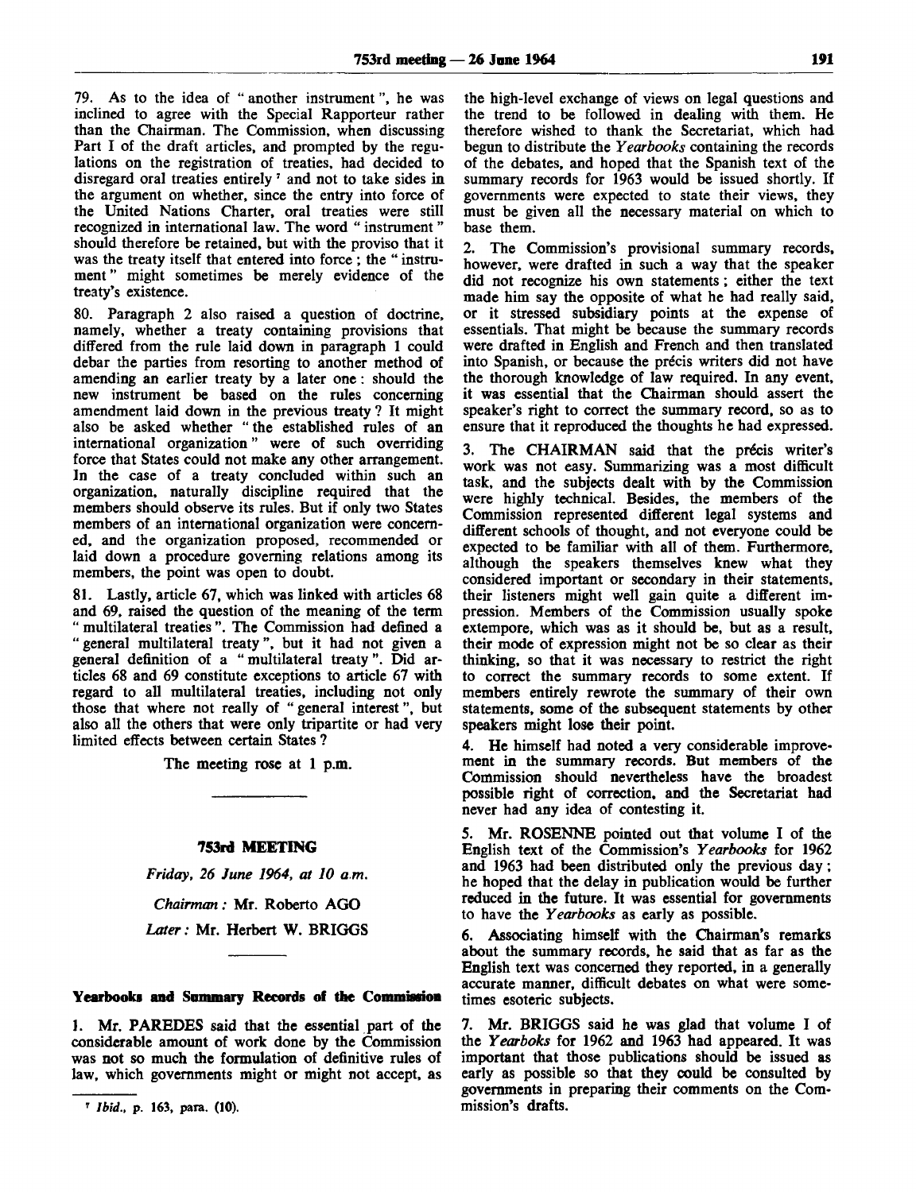79. As to the idea of "another instrument", he was inclined to agree with the Special Rapporteur rather than the Chairman. The Commission, when discussing Part I of the draft articles, and prompted by the regulations on the registration of treaties, had decided to disregard oral treaties entirely [7] and not to take sides in the argument on whether, since the entry into force of the United Nations Charter, oral treaties were still recognized in international law. The word "instrument" should therefore be retained, but with the proviso that it was the treaty itself that entered into force; the "instrument" might sometimes be merely evidence of the treaty's existence.

80. Paragraph 2 also raised a question of doctrine, namely, whether a treaty containing provisions that differed from the rule laid down in paragraph 1 could debar the parties from resorting to another method of amending an earlier treaty by a later one: should the new instrument be based on the rules concerning amendment laid down in the previous treaty? It might also be asked whether "the established rules of an international organization" were of such overriding force that States could not make any other arrangement. In the case of a treaty concluded within such an organization, naturally discipline required that the members should observe its rules. But if only two States members of an international organization were concerned, and the organization proposed, recommended or laid down a procedure governing relations among its members, the point was open to doubt.

81. Lastly, article 67, which was linked with articles 68 and 69, raised the question of the meaning of the term "multilateral treaties". The Commission had defined a "general multilateral treaty", but it had not given a general definition of a "multilateral treaty". Did articles 68 and 69 constitute exceptions to article 67 with regard to all multilateral treaties, including not only those that where not really of "general interest", but also all the others that were only tripartite or had very limited effects between certain States?

The meeting rose at 1 p.m.

[7] *Ibid.*, p. 163, para. (10).

---

## 753rd MEETING

*Friday, 26 June 1964, at 10 a.m.*

*Chairman:* Mr. Roberto AGO

*Later:* Mr. Herbert W. BRIGGS

---

### Yearbooks and Summary Records of the Commission

1. Mr. PAREDES said that the essential part of the considerable amount of work done by the Commission was not so much the formulation of definitive rules of law, which governments might or might not accept, as the high-level exchange of views on legal questions and the trend to be followed in dealing with them. He therefore wished to thank the Secretariat, which had begun to distribute the *Yearbooks* containing the records of the debates, and hoped that the Spanish text of the summary records for 1963 would be issued shortly. If governments were expected to state their views, they must be given all the necessary material on which to base them.

2. The Commission's provisional summary records, however, were drafted in such a way that the speaker did not recognize his own statements; either the text made him say the opposite of what he had really said, or it stressed subsidiary points at the expense of essentials. That might be because the summary records were drafted in English and French and then translated into Spanish, or because the précis writers did not have the thorough knowledge of law required. In any event, it was essential that the Chairman should assert the speaker's right to correct the summary record, so as to ensure that it reproduced the thoughts he had expressed.

3. The CHAIRMAN said that the précis writer's work was not easy. Summarizing was a most difficult task, and the subjects dealt with by the Commission were highly technical. Besides, the members of the Commission represented different legal systems and different schools of thought, and not everyone could be expected to be familiar with all of them. Furthermore, although the speakers themselves knew what they considered important or secondary in their statements, their listeners might well gain quite a different impression. Members of the Commission usually spoke extempore, which was as it should be, but as a result, their mode of expression might not be so clear as their thinking, so that it was necessary to restrict the right to correct the summary records to some extent. If members entirely rewrote the summary of their own statements, some of the subsequent statements by other speakers might lose their point.

4. He himself had noted a very considerable improvement in the summary records. But members of the Commission should nevertheless have the broadest possible right of correction, and the Secretariat had never had any idea of contesting it.

5. Mr. ROSENNE pointed out that volume I of the English text of the Commission's *Yearbooks* for 1962 and 1963 had been distributed only the previous day; he hoped that the delay in publication would be further reduced in the future. It was essential for governments to have the *Yearbooks* as early as possible.

6. Associating himself with the Chairman's remarks about the summary records, he said that as far as the English text was concerned they reported, in a generally accurate manner, difficult debates on what were sometimes esoteric subjects.

7. Mr. BRIGGS said he was glad that volume I of the *Yearboks* for 1962 and 1963 had appeared. It was important that those publications should be issued as early as possible so that they could be consulted by governments in preparing their comments on the Commission's drafts.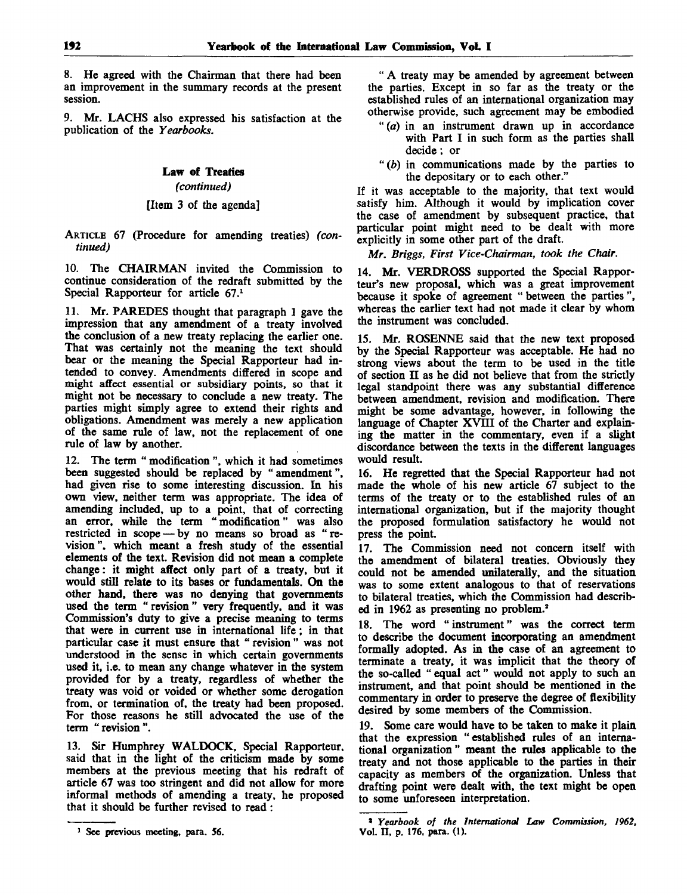8. He agreed with the Chairman that there had been an improvement in the summary records at the present session.

9. Mr. LACHS also expressed his satisfaction at the publication of the *Yearbooks.*

## Law of Treaties

*(continued)*

[Item 3 of the agenda]

ARTICLE 67 (Procedure for amending treaties) *(continued)*

10. The CHAIRMAN invited the Commission to continue consideration of the redraft submitted by the Special Rapporteur for article 67.[1]

11. Mr. PAREDES thought that paragraph 1 gave the impression that any amendment of a treaty involved the conclusion of a new treaty replacing the earlier one. That was certainly not the meaning the text should bear or the meaning the Special Rapporteur had intended to convey. Amendments differed in scope and might affect essential or subsidiary points, so that it might not be necessary to conclude a new treaty. The parties might simply agree to extend their rights and obligations. Amendment was merely a new application of the same rule of law, not the replacement of one rule of law by another.

12. The term " modification ", which it had sometimes been suggested should be replaced by " amendment ", had given rise to some interesting discussion. In his own view, neither term was appropriate. The idea of amending included, up to a point, that of correcting an error, while the term " modification " was also restricted in scope — by no means so broad as " revision ", which meant a fresh study of the essential elements of the text. Revision did not mean a complete change: it might affect only part of a treaty, but it would still relate to its bases or fundamentals. On the other hand, there was no denying that governments used the term " revision " very frequently, and it was Commission's duty to give a precise meaning to terms that were in current use in international life; in that particular case it must ensure that " revision " was not understood in the sense in which certain governments used it, i.e. to mean any change whatever in the system provided for by a treaty, regardless of whether the treaty was void or voided or whether some derogation from, or termination of, the treaty had been proposed. For those reasons he still advocated the use of the term " revision ".

13. Sir Humphrey WALDOCK, Special Rapporteur, said that in the light of the criticism made by some members at the previous meeting that his redraft of article 67 was too stringent and did not allow for more informal methods of amending a treaty, he proposed that it should be further revised to read:

" A treaty may be amended by agreement between the parties. Except in so far as the treaty or the established rules of an international organization may otherwise provide, such agreement may be embodied

" (*a*) in an instrument drawn up in accordance with Part I in such form as the parties shall decide; or

" (*b*) in communications made by the parties to the depositary or to each other."

If it was acceptable to the majority, that text would satisfy him. Although it would by implication cover the case of amendment by subsequent practice, that particular point might need to be dealt with more explicitly in some other part of the draft.

*Mr. Briggs, First Vice-Chairman, took the Chair.*

14. Mr. VERDROSS supported the Special Rapporteur's new proposal, which was a great improvement because it spoke of agreement " between the parties ", whereas the earlier text had not made it clear by whom the instrument was concluded.

15. Mr. ROSENNE said that the new text proposed by the Special Rapporteur was acceptable. He had no strong views about the term to be used in the title of section II as he did not believe that from the strictly legal standpoint there was any substantial difference between amendment, revision and modification. There might be some advantage, however, in following the language of Chapter XVIII of the Charter and explaining the matter in the commentary, even if a slight discordance between the texts in the different languages would result.

16. He regretted that the Special Rapporteur had not made the whole of his new article 67 subject to the terms of the treaty or to the established rules of an international organization, but if the majority thought the proposed formulation satisfactory he would not press the point.

17. The Commission need not concern itself with the amendment of bilateral treaties. Obviously they could not be amended unilaterally, and the situation was to some extent analogous to that of reservations to bilateral treaties, which the Commission had described in 1962 as presenting no problem.[2]

18. The word " instrument " was the correct term to describe the document incorporating an amendment formally adopted. As in the case of an agreement to terminate a treaty, it was implicit that the theory of the so-called " equal act " would not apply to such an instrument, and that point should be mentioned in the commentary in order to preserve the degree of flexibility desired by some members of the Commission.

19. Some care would have to be taken to make it plain that the expression " established rules of an international organization " meant the rules applicable to the treaty and not those applicable to the parties in their capacity as members of the organization. Unless that drafting point were dealt with, the text might be open to some unforeseen interpretation.

---

[1] See previous meeting, para. 56.

[2] *Yearbook of the International Law Commission, 1962,* Vol. II, p. 176, para. (1).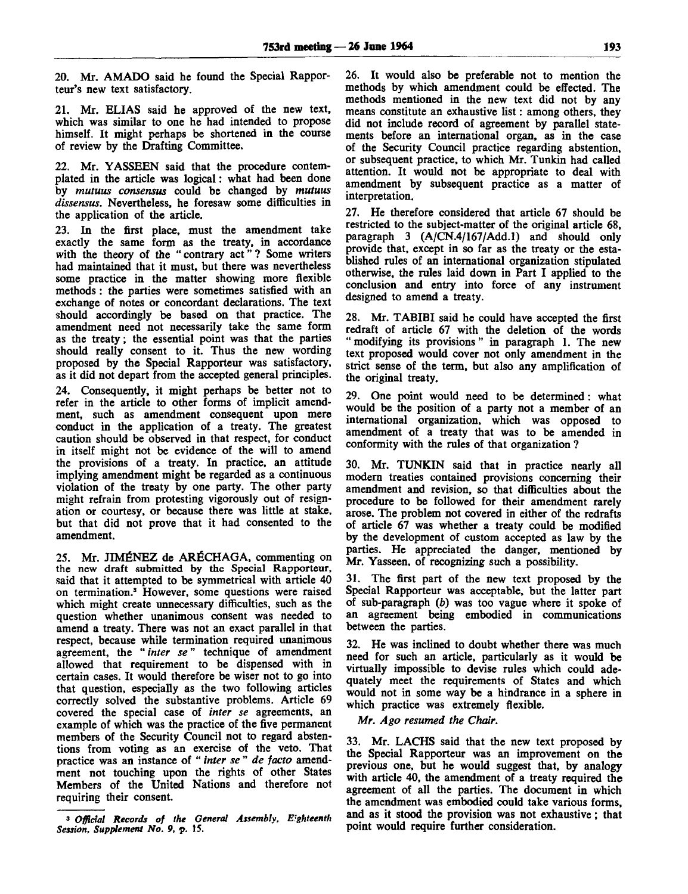20. Mr. AMADO said he found the Special Rapporteur's new text satisfactory.

21. Mr. ELIAS said he approved of the new text, which was similar to one he had intended to propose himself. It might perhaps be shortened in the course of review by the Drafting Committee.

22. Mr. YASSEEN said that the procedure contemplated in the article was logical: what had been done by *mutuus consensus* could be changed by *mutuus dissensus*. Nevertheless, he foresaw some difficulties in the application of the article.

23. In the first place, must the amendment take exactly the same form as the treaty, in accordance with the theory of the "contrary act"? Some writers had maintained that it must, but there was nevertheless some practice in the matter showing more flexible methods: the parties were sometimes satisfied with an exchange of notes or concordant declarations. The text should accordingly be based on that practice. The amendment need not necessarily take the same form as the treaty; the essential point was that the parties should really consent to it. Thus the new wording proposed by the Special Rapporteur was satisfactory, as it did not depart from the accepted general principles.

24. Consequently, it might perhaps be better not to refer in the article to other forms of implicit amendment, such as amendment consequent upon mere conduct in the application of a treaty. The greatest caution should be observed in that respect, for conduct in itself might not be evidence of the will to amend the provisions of a treaty. In practice, an attitude implying amendment might be regarded as a continuous violation of the treaty by one party. The other party might refrain from protesting vigorously out of resignation or courtesy, or because there was little at stake, but that did not prove that it had consented to the amendment.

25. Mr. JIMÉNEZ de ARÉCHAGA, commenting on the new draft submitted by the Special Rapporteur, said that it attempted to be symmetrical with article 40 on termination.[3] However, some questions were raised which might create unnecessary difficulties, such as the question whether unanimous consent was needed to amend a treaty. There was not an exact parallel in that respect, because while termination required unanimous agreement, the "*inter se*" technique of amendment allowed that requirement to be dispensed with in certain cases. It would therefore be wiser not to go into that question, especially as the two following articles correctly solved the substantive problems. Article 69 covered the special case of *inter se* agreements, an example of which was the practice of the five permanent members of the Security Council not to regard abstentions from voting as an exercise of the veto. That practice was an instance of "*inter se*" *de facto* amendment not touching upon the rights of other States Members of the United Nations and therefore not requiring their consent.

26. It would also be preferable not to mention the methods by which amendment could be effected. The methods mentioned in the new text did not by any means constitute an exhaustive list: among others, they did not include record of agreement by parallel statements before an international organ, as in the case of the Security Council practice regarding abstention, or subsequent practice, to which Mr. Tunkin had called attention. It would not be appropriate to deal with amendment by subsequent practice as a matter of interpretation.

27. He therefore considered that article 67 should be restricted to the subject-matter of the original article 68, paragraph 3 (A/CN.4/167/Add.1) and should only provide that, except in so far as the treaty or the established rules of an international organization stipulated otherwise, the rules laid down in Part I applied to the conclusion and entry into force of any instrument designed to amend a treaty.

28. Mr. TABIBI said he could have accepted the first redraft of article 67 with the deletion of the words "modifying its provisions" in paragraph 1. The new text proposed would cover not only amendment in the strict sense of the term, but also any amplification of the original treaty.

29. One point would need to be determined: what would be the position of a party not a member of an international organization, which was opposed to amendment of a treaty that was to be amended in conformity with the rules of that organization?

30. Mr. TUNKIN said that in practice nearly all modern treaties contained provisions concerning their amendment and revision, so that difficulties about the procedure to be followed for their amendment rarely arose. The problem not covered in either of the redrafts of article 67 was whether a treaty could be modified by the development of custom accepted as law by the parties. He appreciated the danger, mentioned by Mr. Yasseen, of recognizing such a possibility.

31. The first part of the new text proposed by the Special Rapporteur was acceptable, but the latter part of sub-paragraph (*b*) was too vague where it spoke of an agreement being embodied in communications between the parties.

32. He was inclined to doubt whether there was much need for such an article, particularly as it would be virtually impossible to devise rules which could adequately meet the requirements of States and which would not in some way be a hindrance in a sphere in which practice was extremely flexible.

*Mr. Ago resumed the Chair.*

33. Mr. LACHS said that the new text proposed by the Special Rapporteur was an improvement on the previous one, but he would suggest that, by analogy with article 40, the amendment of a treaty required the agreement of all the parties. The document in which the amendment was embodied could take various forms, and as it stood the provision was not exhaustive; that point would require further consideration.

[3] *Official Records of the General Assembly, Eighteenth Session, Supplement No. 9*, p. 15.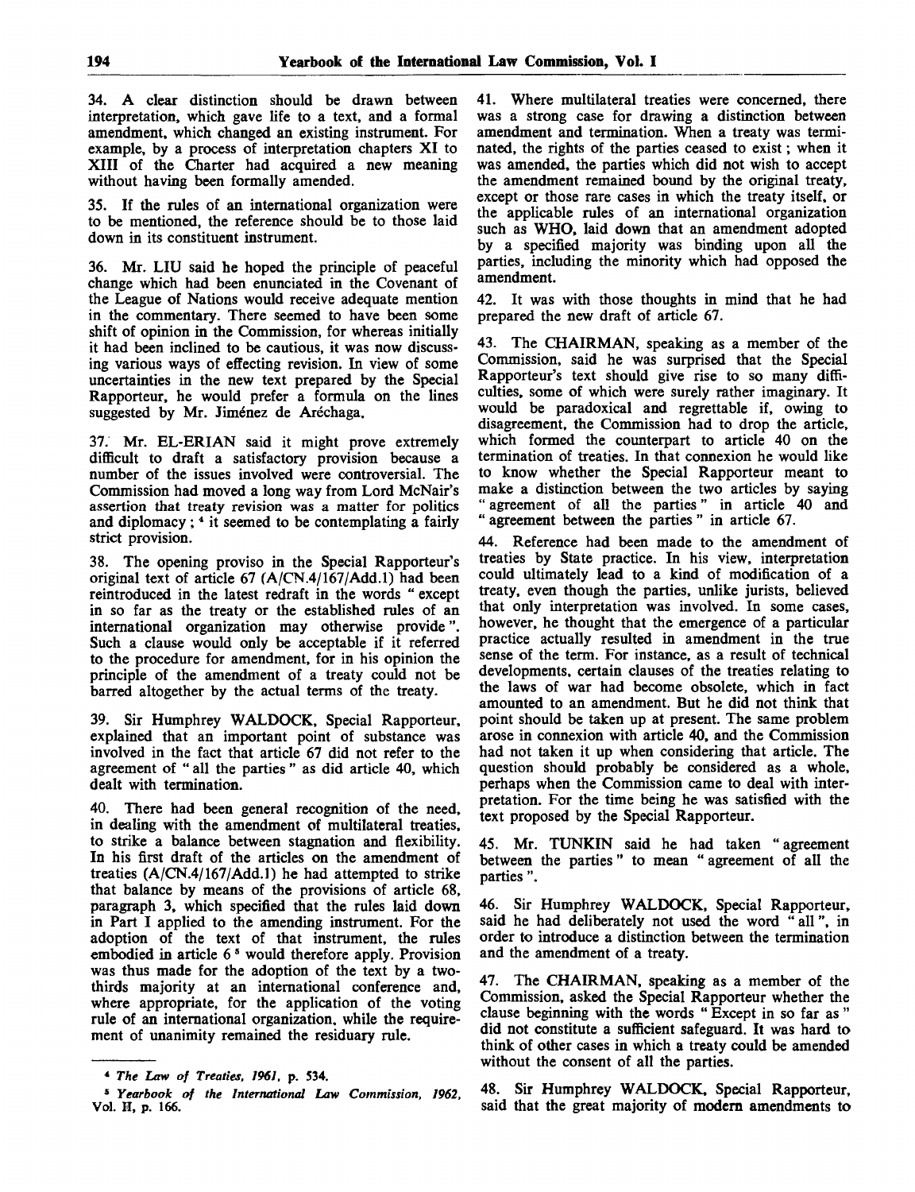34. A clear distinction should be drawn between interpretation, which gave life to a text, and a formal amendment, which changed an existing instrument. For example, by a process of interpretation chapters XI to XIII of the Charter had acquired a new meaning without having been formally amended.

35. If the rules of an international organization were to be mentioned, the reference should be to those laid down in its constituent instrument.

36. Mr. LIU said he hoped the principle of peaceful change which had been enunciated in the Covenant of the League of Nations would receive adequate mention in the commentary. There seemed to have been some shift of opinion in the Commission, for whereas initially it had been inclined to be cautious, it was now discussing various ways of effecting revision. In view of some uncertainties in the new text prepared by the Special Rapporteur, he would prefer a formula on the lines suggested by Mr. Jiménez de Aréchaga.

37. Mr. EL-ERIAN said it might prove extremely difficult to draft a satisfactory provision because a number of the issues involved were controversial. The Commission had moved a long way from Lord McNair's assertion that treaty revision was a matter for politics and diplomacy; [4] it seemed to be contemplating a fairly strict provision.

38. The opening proviso in the Special Rapporteur's original text of article 67 (A/CN.4/167/Add.1) had been reintroduced in the latest redraft in the words "except in so far as the treaty or the established rules of an international organization may otherwise provide". Such a clause would only be acceptable if it referred to the procedure for amendment, for in his opinion the principle of the amendment of a treaty could not be barred altogether by the actual terms of the treaty.

39. Sir Humphrey WALDOCK, Special Rapporteur, explained that an important point of substance was involved in the fact that article 67 did not refer to the agreement of "all the parties" as did article 40, which dealt with termination.

40. There had been general recognition of the need, in dealing with the amendment of multilateral treaties, to strike a balance between stagnation and flexibility. In his first draft of the articles on the amendment of treaties (A/CN.4/167/Add.1) he had attempted to strike that balance by means of the provisions of article 68, paragraph 3, which specified that the rules laid down in Part I applied to the amending instrument. For the adoption of the text of that instrument, the rules embodied in article 6 [5] would therefore apply. Provision was thus made for the adoption of the text by a two-thirds majority at an international conference and, where appropriate, for the application of the voting rule of an international organization, while the requirement of unanimity remained the residuary rule.

41. Where multilateral treaties were concerned, there was a strong case for drawing a distinction between amendment and termination. When a treaty was terminated, the rights of the parties ceased to exist; when it was amended, the parties which did not wish to accept the amendment remained bound by the original treaty, except or those rare cases in which the treaty itself, or the applicable rules of an international organization such as WHO, laid down that an amendment adopted by a specified majority was binding upon all the parties, including the minority which had opposed the amendment.

42. It was with those thoughts in mind that he had prepared the new draft of article 67.

43. The CHAIRMAN, speaking as a member of the Commission, said he was surprised that the Special Rapporteur's text should give rise to so many difficulties, some of which were surely rather imaginary. It would be paradoxical and regrettable if, owing to disagreement, the Commission had to drop the article, which formed the counterpart to article 40 on the termination of treaties. In that connexion he would like to know whether the Special Rapporteur meant to make a distinction between the two articles by saying "agreement of all the parties" in article 40 and "agreement between the parties" in article 67.

44. Reference had been made to the amendment of treaties by State practice. In his view, interpretation could ultimately lead to a kind of modification of a treaty, even though the parties, unlike jurists, believed that only interpretation was involved. In some cases, however, he thought that the emergence of a particular practice actually resulted in amendment in the true sense of the term. For instance, as a result of technical developments, certain clauses of the treaties relating to the laws of war had become obsolete, which in fact amounted to an amendment. But he did not think that point should be taken up at present. The same problem arose in connexion with article 40, and the Commission had not taken it up when considering that article. The question should probably be considered as a whole, perhaps when the Commission came to deal with interpretation. For the time being he was satisfied with the text proposed by the Special Rapporteur.

45. Mr. TUNKIN said he had taken "agreement between the parties" to mean "agreement of all the parties".

46. Sir Humphrey WALDOCK, Special Rapporteur, said he had deliberately not used the word "all", in order to introduce a distinction between the termination and the amendment of a treaty.

47. The CHAIRMAN, speaking as a member of the Commission, asked the Special Rapporteur whether the clause beginning with the words "Except in so far as" did not constitute a sufficient safeguard. It was hard to think of other cases in which a treaty could be amended without the consent of all the parties.

48. Sir Humphrey WALDOCK, Special Rapporteur, said that the great majority of modern amendments to

---

[4] *The Law of Treaties, 1961*, p. 534.

[5] *Yearbook of the International Law Commission, 1962*, Vol. II, p. 166.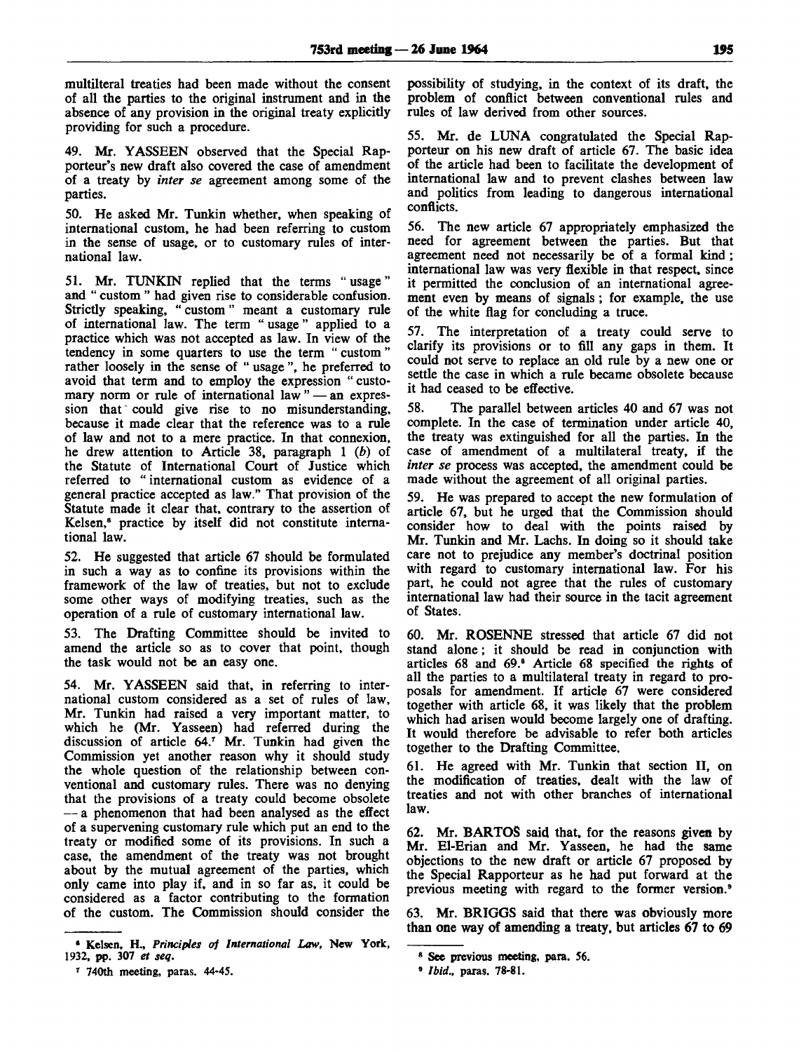multilteral treaties had been made without the consent of all the parties to the original instrument and in the absence of any provision in the original treaty explicitly providing for such a procedure.

49. Mr. YASSEEN observed that the Special Rapporteur's new draft also covered the case of amendment of a treaty by *inter se* agreement among some of the parties.

50. He asked Mr. Tunkin whether, when speaking of international custom, he had been referring to custom in the sense of usage, or to customary rules of international law.

51. Mr. TUNKIN replied that the terms "usage" and "custom" had given rise to considerable confusion. Strictly speaking, "custom" meant a customary rule of international law. The term "usage" applied to a practice which was not accepted as law. In view of the tendency in some quarters to use the term "custom" rather loosely in the sense of "usage", he preferred to avoid that term and to employ the expression "customary norm or rule of international law" — an expression that could give rise to no misunderstanding, because it made clear that the reference was to a rule of law and not to a mere practice. In that connexion, he drew attention to Article 38, paragraph 1 (*b*) of the Statute of International Court of Justice which referred to "international custom as evidence of a general practice accepted as law." That provision of the Statute made it clear that, contrary to the assertion of Kelsen,[6] practice by itself did not constitute international law.

52. He suggested that article 67 should be formulated in such a way as to confine its provisions within the framework of the law of treaties, but not to exclude some other ways of modifying treaties, such as the operation of a rule of customary international law.

53. The Drafting Committee should be invited to amend the article so as to cover that point, though the task would not be an easy one.

54. Mr. YASSEEN said that, in referring to international custom considered as a set of rules of law, Mr. Tunkin had raised a very important matter, to which he (Mr. Yasseen) had referred during the discussion of article 64.[7] Mr. Tunkin had given the Commission yet another reason why it should study the whole question of the relationship between conventional and customary rules. There was no denying that the provisions of a treaty could become obsolete — a phenomenon that had been analysed as the effect of a supervening customary rule which put an end to the treaty or modified some of its provisions. In such a case, the amendment of the treaty was not brought about by the mutual agreement of the parties, which only came into play if, and in so far as, it could be considered as a factor contributing to the formation of the custom. The Commission should consider the possibility of studying, in the context of its draft, the problem of conflict between conventional rules and rules of law derived from other sources.

55. Mr. de LUNA congratulated the Special Rapporteur on his new draft of article 67. The basic idea of the article had been to facilitate the development of international law and to prevent clashes between law and politics from leading to dangerous international conflicts.

56. The new article 67 appropriately emphasized the need for agreement between the parties. But that agreement need not necessarily be of a formal kind; international law was very flexible in that respect, since it permitted the conclusion of an international agreement even by means of signals; for example, the use of the white flag for concluding a truce.

57. The interpretation of a treaty could serve to clarify its provisions or to fill any gaps in them. It could not serve to replace an old rule by a new one or settle the case in which a rule became obsolete because it had ceased to be effective.

58. The parallel between articles 40 and 67 was not complete. In the case of termination under article 40, the treaty was extinguished for all the parties. In the case of amendment of a multilateral treaty, if the *inter se* process was accepted, the amendment could be made without the agreement of all original parties.

59. He was prepared to accept the new formulation of article 67, but he urged that the Commission should consider how to deal with the points raised by Mr. Tunkin and Mr. Lachs. In doing so it should take care not to prejudice any member's doctrinal position with regard to customary international law. For his part, he could not agree that the rules of customary international law had their source in the tacit agreement of States.

60. Mr. ROSENNE stressed that article 67 did not stand alone; it should be read in conjunction with articles 68 and 69.[8] Article 68 specified the rights of all the parties to a multilateral treaty in regard to proposals for amendment. If article 67 were considered together with article 68, it was likely that the problem which had arisen would become largely one of drafting. It would therefore be advisable to refer both articles together to the Drafting Committee.

61. He agreed with Mr. Tunkin that section II, on the modification of treaties, dealt with the law of treaties and not with other branches of international law.

62. Mr. BARTOŠ said that, for the reasons given by Mr. El-Erian and Mr. Yasseen, he had the same objections to the new draft or article 67 proposed by the Special Rapporteur as he had put forward at the previous meeting with regard to the former version.[9]

63. Mr. BRIGGS said that there was obviously more than one way of amending a treaty, but articles 67 to 69

---

[6] Kelsen, H., *Principles of International Law*, New York, 1932, pp. 307 *et seq.*

[7] 740th meeting, paras. 44-45.

[8] See previous meeting, para. 56.

[9] *Ibid.*, paras. 78-81.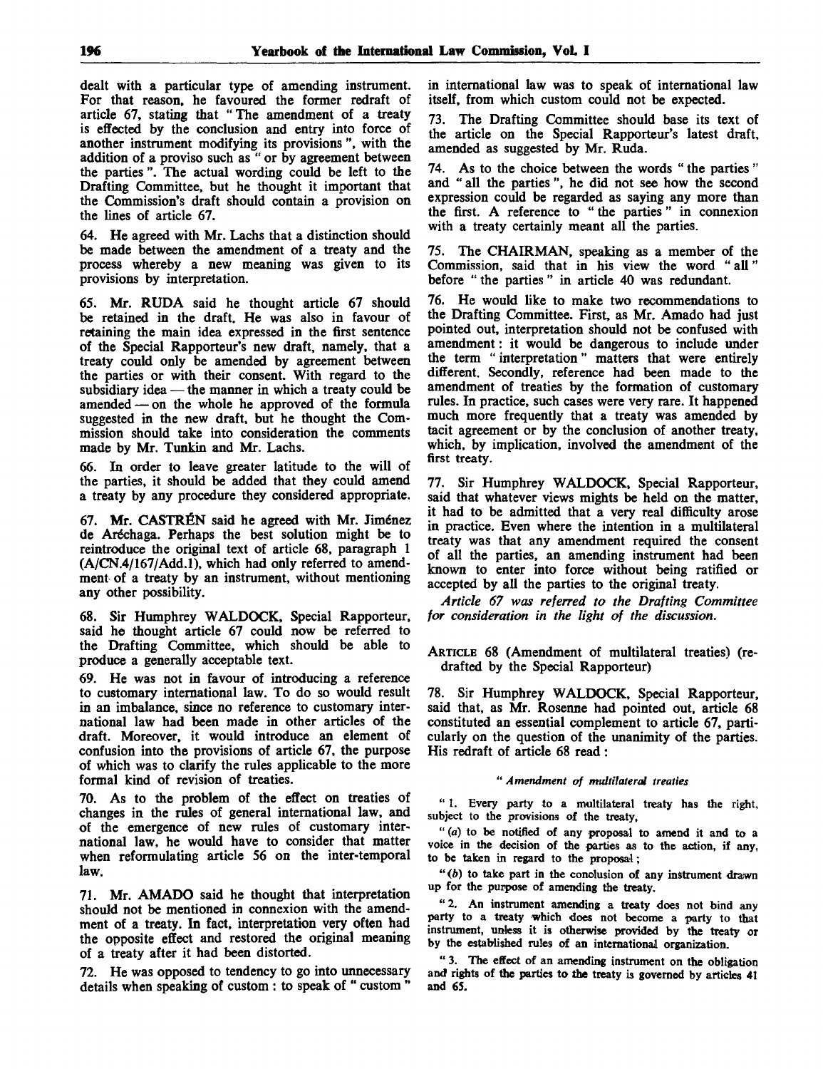dealt with a particular type of amending instrument. For that reason, he favoured the former redraft of article 67, stating that " The amendment of a treaty is effected by the conclusion and entry into force of another instrument modifying its provisions ", with the addition of a proviso such as " or by agreement between the parties ". The actual wording could be left to the Drafting Committee, but he thought it important that the Commission's draft should contain a provision on the lines of article 67.

64. He agreed with Mr. Lachs that a distinction should be made between the amendment of a treaty and the process whereby a new meaning was given to its provisions by interpretation.

65. Mr. RUDA said he thought article 67 should be retained in the draft. He was also in favour of retaining the main idea expressed in the first sentence of the Special Rapporteur's new draft, namely, that a treaty could only be amended by agreement between the parties or with their consent. With regard to the subsidiary idea — the manner in which a treaty could be amended — on the whole he approved of the formula suggested in the new draft, but he thought the Commission should take into consideration the comments made by Mr. Tunkin and Mr. Lachs.

66. In order to leave greater latitude to the will of the parties, it should be added that they could amend a treaty by any procedure they considered appropriate.

67. Mr. CASTRÉN said he agreed with Mr. Jiménez de Aréchaga. Perhaps the best solution might be to reintroduce the original text of article 68, paragraph 1 (A/CN.4/167/Add.1), which had only referred to amendment of a treaty by an instrument, without mentioning any other possibility.

68. Sir Humphrey WALDOCK, Special Rapporteur, said he thought article 67 could now be referred to the Drafting Committee, which should be able to produce a generally acceptable text.

69. He was not in favour of introducing a reference to customary international law. To do so would result in an imbalance, since no reference to customary international law had been made in other articles of the draft. Moreover, it would introduce an element of confusion into the provisions of article 67, the purpose of which was to clarify the rules applicable to the more formal kind of revision of treaties.

70. As to the problem of the effect on treaties of changes in the rules of general international law, and of the emergence of new rules of customary international law, he would have to consider that matter when reformulating article 56 on the inter-temporal law.

71. Mr. AMADO said he thought that interpretation should not be mentioned in connexion with the amendment of a treaty. In fact, interpretation very often had the opposite effect and restored the original meaning of a treaty after it had been distorted.

72. He was opposed to tendency to go into unnecessary details when speaking of custom : to speak of " custom " in international law was to speak of international law itself, from which custom could not be expected.

73. The Drafting Committee should base its text of the article on the Special Rapporteur's latest draft, amended as suggested by Mr. Ruda.

74. As to the choice between the words " the parties " and " all the parties ", he did not see how the second expression could be regarded as saying any more than the first. A reference to " the parties " in connexion with a treaty certainly meant all the parties.

75. The CHAIRMAN, speaking as a member of the Commission, said that in his view the word " all " before " the parties " in article 40 was redundant.

76. He would like to make two recommendations to the Drafting Committee. First, as Mr. Amado had just pointed out, interpretation should not be confused with amendment : it would be dangerous to include under the term " interpretation " matters that were entirely different. Secondly, reference had been made to the amendment of treaties by the formation of customary rules. In practice, such cases were very rare. It happened much more frequently that a treaty was amended by tacit agreement or by the conclusion of another treaty, which, by implication, involved the amendment of the first treaty.

77. Sir Humphrey WALDOCK, Special Rapporteur, said that whatever views mights be held on the matter, it had to be admitted that a very real difficulty arose in practice. Even where the intention in a multilateral treaty was that any amendment required the consent of all the parties, an amending instrument had been known to enter into force without being ratified or accepted by all the parties to the original treaty.

*Article 67 was referred to the Drafting Committee for consideration in the light of the discussion.*

ARTICLE 68 (Amendment of multilateral treaties) (redrafted by the Special Rapporteur)

78. Sir Humphrey WALDOCK, Special Rapporteur, said that, as Mr. Rosenne had pointed out, article 68 constituted an essential complement to article 67, particularly on the question of the unanimity of the parties. His redraft of article 68 read :

*" Amendment of multilateral treaties*

" 1. Every party to a multilateral treaty has the right, subject to the provisions of the treaty,

" (*a*) to be notified of any proposal to amend it and to a voice in the decision of the parties as to the action, if any, to be taken in regard to the proposal ;

" (*b*) to take part in the conclusion of any instrument drawn up for the purpose of amending the treaty.

" 2. An instrument amending a treaty does not bind any party to a treaty which does not become a party to that instrument, unless it is otherwise provided by the treaty or by the established rules of an international organization.

" 3. The effect of an amending instrument on the obligation and rights of the parties to the treaty is governed by articles 41 and 65.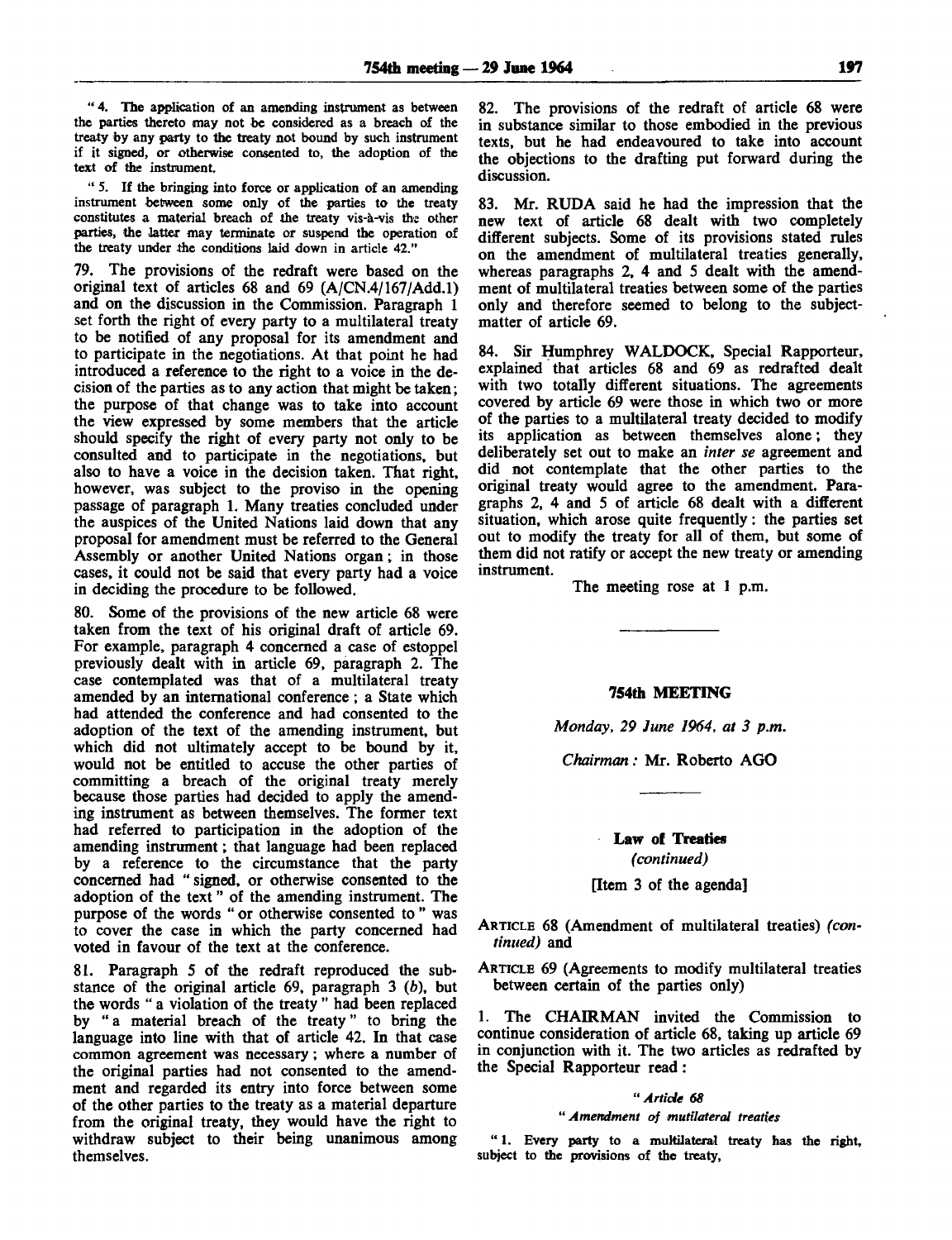"4. The application of an amending instrument as between the parties thereto may not be considered as a breach of the treaty by any party to the treaty not bound by such instrument if it signed, or otherwise consented to, the adoption of the text of the instrument.

"5. If the bringing into force or application of an amending instrument between some only of the parties to the treaty constitutes a material breach of the treaty vis-à-vis the other parties, the latter may terminate or suspend the operation of the treaty under the conditions laid down in article 42."

79. The provisions of the redraft were based on the original text of articles 68 and 69 (A/CN.4/167/Add.1) and on the discussion in the Commission. Paragraph 1 set forth the right of every party to a multilateral treaty to be notified of any proposal for its amendment and to participate in the negotiations. At that point he had introduced a reference to the right to a voice in the decision of the parties as to any action that might be taken; the purpose of that change was to take into account the view expressed by some members that the article should specify the right of every party not only to be consulted and to participate in the negotiations, but also to have a voice in the decision taken. That right, however, was subject to the proviso in the opening passage of paragraph 1. Many treaties concluded under the auspices of the United Nations laid down that any proposal for amendment must be referred to the General Assembly or another United Nations organ; in those cases, it could not be said that every party had a voice in deciding the procedure to be followed.

80. Some of the provisions of the new article 68 were taken from the text of his original draft of article 69. For example, paragraph 4 concerned a case of estoppel previously dealt with in article 69, paragraph 2. The case contemplated was that of a multilateral treaty amended by an international conference; a State which had attended the conference and had consented to the adoption of the text of the amending instrument, but which did not ultimately accept to be bound by it, would not be entitled to accuse the other parties of committing a breach of the original treaty merely because those parties had decided to apply the amending instrument as between themselves. The former text had referred to participation in the adoption of the amending instrument; that language had been replaced by a reference to the circumstance that the party concerned had "signed, or otherwise consented to the adoption of the text" of the amending instrument. The purpose of the words "or otherwise consented to" was to cover the case in which the party concerned had voted in favour of the text at the conference.

81. Paragraph 5 of the redraft reproduced the substance of the original article 69, paragraph 3 (*b*), but the words "a violation of the treaty" had been replaced by "a material breach of the treaty" to bring the language into line with that of article 42. In that case common agreement was necessary; where a number of the original parties had not consented to the amendment and regarded its entry into force between some of the other parties to the treaty as a material departure from the original treaty, they would have the right to withdraw subject to their being unanimous among themselves.

82. The provisions of the redraft of article 68 were in substance similar to those embodied in the previous texts, but he had endeavoured to take into account the objections to the drafting put forward during the discussion.

83. Mr. RUDA said he had the impression that the new text of article 68 dealt with two completely different subjects. Some of its provisions stated rules on the amendment of multilateral treaties generally, whereas paragraphs 2, 4 and 5 dealt with the amendment of multilateral treaties between some of the parties only and therefore seemed to belong to the subject-matter of article 69.

84. Sir Humphrey WALDOCK, Special Rapporteur, explained that articles 68 and 69 as redrafted dealt with two totally different situations. The agreements covered by article 69 were those in which two or more of the parties to a multilateral treaty decided to modify its application as between themselves alone; they deliberately set out to make an *inter se* agreement and did not contemplate that the other parties to the original treaty would agree to the amendment. Paragraphs 2, 4 and 5 of article 68 dealt with a different situation, which arose quite frequently: the parties set out to modify the treaty for all of them, but some of them did not ratify or accept the new treaty or amending instrument.

The meeting rose at 1 p.m.

---

## 754th MEETING

*Monday, 29 June 1964, at 3 p.m.*

*Chairman:* Mr. Roberto AGO

---

### Law of Treaties
*(continued)*

[Item 3 of the agenda]

ARTICLE 68 (Amendment of multilateral treaties) *(continued)* and

ARTICLE 69 (Agreements to modify multilateral treaties between certain of the parties only)

1. The CHAIRMAN invited the Commission to continue consideration of article 68, taking up article 69 in conjunction with it. The two articles as redrafted by the Special Rapporteur read:

*"Article 68*

*"Amendment of mutilateral treaties*

"1. Every party to a multilateral treaty has the right, subject to the provisions of the treaty,